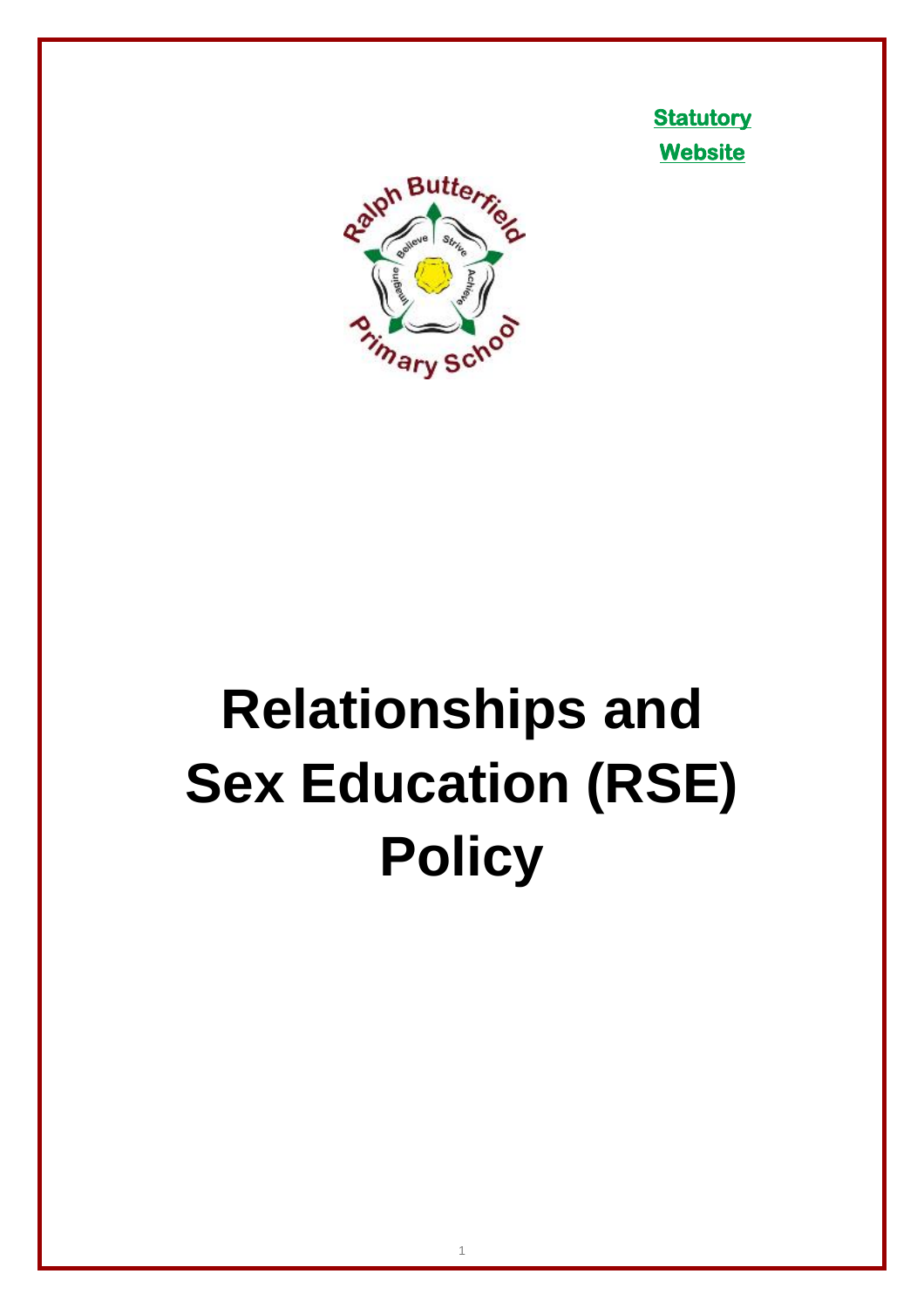**Statutory**
**Website**

# Relationships and Sex Education (RSE) Policy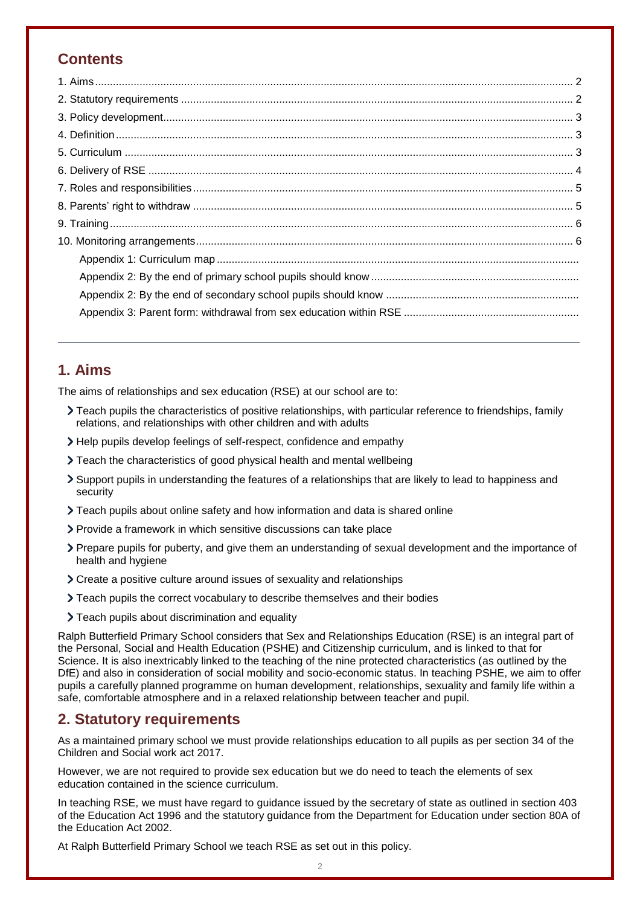## Contents

1. Aims ........................................................................................................................................................ 2
2. Statutory requirements ........................................................................................................................... 2
3. Policy development................................................................................................................................. 3
4. Definition ................................................................................................................................................. 3
5. Curriculum .............................................................................................................................................. 3
6. Delivery of RSE ....................................................................................................................................... 4
7. Roles and responsibilities ....................................................................................................................... 5
8. Parents' right to withdraw ....................................................................................................................... 5
9. Training ................................................................................................................................................... 6
10. Monitoring arrangements ...................................................................................................................... 6
    - Appendix 1: Curriculum map .....................................................................................................................
    - Appendix 2: By the end of primary school pupils should know .................................................................
    - Appendix 2: By the end of secondary school pupils should know ..............................................................
    - Appendix 3: Parent form: withdrawal from sex education within RSE ......................................................

---

## 1. Aims

The aims of relationships and sex education (RSE) at our school are to:

- Teach pupils the characteristics of positive relationships, with particular reference to friendships, family relations, and relationships with other children and with adults
- Help pupils develop feelings of self-respect, confidence and empathy
- Teach the characteristics of good physical health and mental wellbeing
- Support pupils in understanding the features of a relationships that are likely to lead to happiness and security
- Teach pupils about online safety and how information and data is shared online
- Provide a framework in which sensitive discussions can take place
- Prepare pupils for puberty, and give them an understanding of sexual development and the importance of health and hygiene
- Create a positive culture around issues of sexuality and relationships
- Teach pupils the correct vocabulary to describe themselves and their bodies
- Teach pupils about discrimination and equality

Ralph Butterfield Primary School considers that Sex and Relationships Education (RSE) is an integral part of the Personal, Social and Health Education (PSHE) and Citizenship curriculum, and is linked to that for Science. It is also inextricably linked to the teaching of the nine protected characteristics (as outlined by the DfE) and also in consideration of social mobility and socio-economic status. In teaching PSHE, we aim to offer pupils a carefully planned programme on human development, relationships, sexuality and family life within a safe, comfortable atmosphere and in a relaxed relationship between teacher and pupil.

## 2. Statutory requirements

As a maintained primary school we must provide relationships education to all pupils as per section 34 of the Children and Social work act 2017.

However, we are not required to provide sex education but we do need to teach the elements of sex education contained in the science curriculum.

In teaching RSE, we must have regard to guidance issued by the secretary of state as outlined in section 403 of the Education Act 1996 and the statutory guidance from the Department for Education under section 80A of the Education Act 2002.

At Ralph Butterfield Primary School we teach RSE as set out in this policy.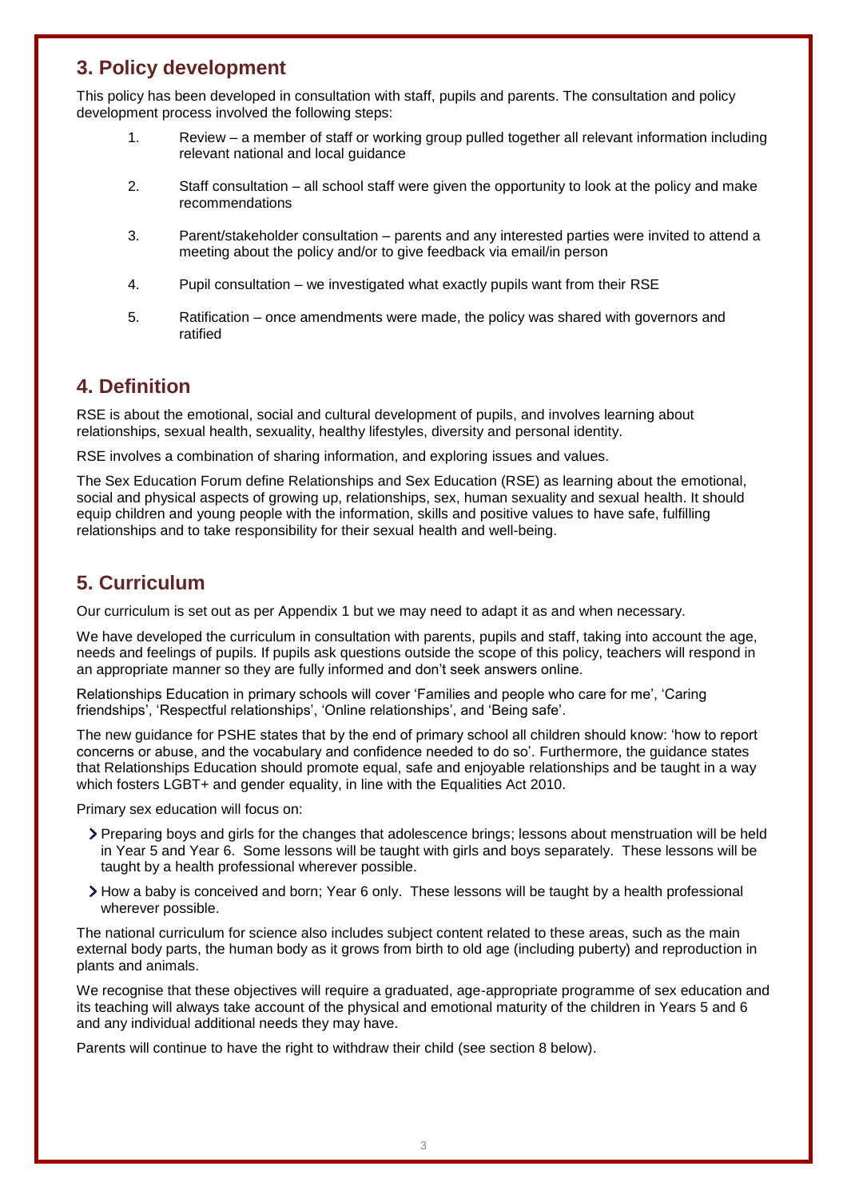## 3. Policy development

This policy has been developed in consultation with staff, pupils and parents. The consultation and policy development process involved the following steps:

1. Review – a member of staff or working group pulled together all relevant information including relevant national and local guidance

2. Staff consultation – all school staff were given the opportunity to look at the policy and make recommendations

3. Parent/stakeholder consultation – parents and any interested parties were invited to attend a meeting about the policy and/or to give feedback via email/in person

4. Pupil consultation – we investigated what exactly pupils want from their RSE

5. Ratification – once amendments were made, the policy was shared with governors and ratified

## 4. Definition

RSE is about the emotional, social and cultural development of pupils, and involves learning about relationships, sexual health, sexuality, healthy lifestyles, diversity and personal identity.

RSE involves a combination of sharing information, and exploring issues and values.

The Sex Education Forum define Relationships and Sex Education (RSE) as learning about the emotional, social and physical aspects of growing up, relationships, sex, human sexuality and sexual health. It should equip children and young people with the information, skills and positive values to have safe, fulfilling relationships and to take responsibility for their sexual health and well-being.

## 5. Curriculum

Our curriculum is set out as per Appendix 1 but we may need to adapt it as and when necessary.

We have developed the curriculum in consultation with parents, pupils and staff, taking into account the age, needs and feelings of pupils. If pupils ask questions outside the scope of this policy, teachers will respond in an appropriate manner so they are fully informed and don't seek answers online.

Relationships Education in primary schools will cover 'Families and people who care for me', 'Caring friendships', 'Respectful relationships', 'Online relationships', and 'Being safe'.

The new guidance for PSHE states that by the end of primary school all children should know: 'how to report concerns or abuse, and the vocabulary and confidence needed to do so'. Furthermore, the guidance states that Relationships Education should promote equal, safe and enjoyable relationships and be taught in a way which fosters LGBT+ and gender equality, in line with the Equalities Act 2010.

Primary sex education will focus on:

- Preparing boys and girls for the changes that adolescence brings; lessons about menstruation will be held in Year 5 and Year 6. Some lessons will be taught with girls and boys separately. These lessons will be taught by a health professional wherever possible.
- How a baby is conceived and born; Year 6 only. These lessons will be taught by a health professional wherever possible.

The national curriculum for science also includes subject content related to these areas, such as the main external body parts, the human body as it grows from birth to old age (including puberty) and reproduction in plants and animals.

We recognise that these objectives will require a graduated, age-appropriate programme of sex education and its teaching will always take account of the physical and emotional maturity of the children in Years 5 and 6 and any individual additional needs they may have.

Parents will continue to have the right to withdraw their child (see section 8 below).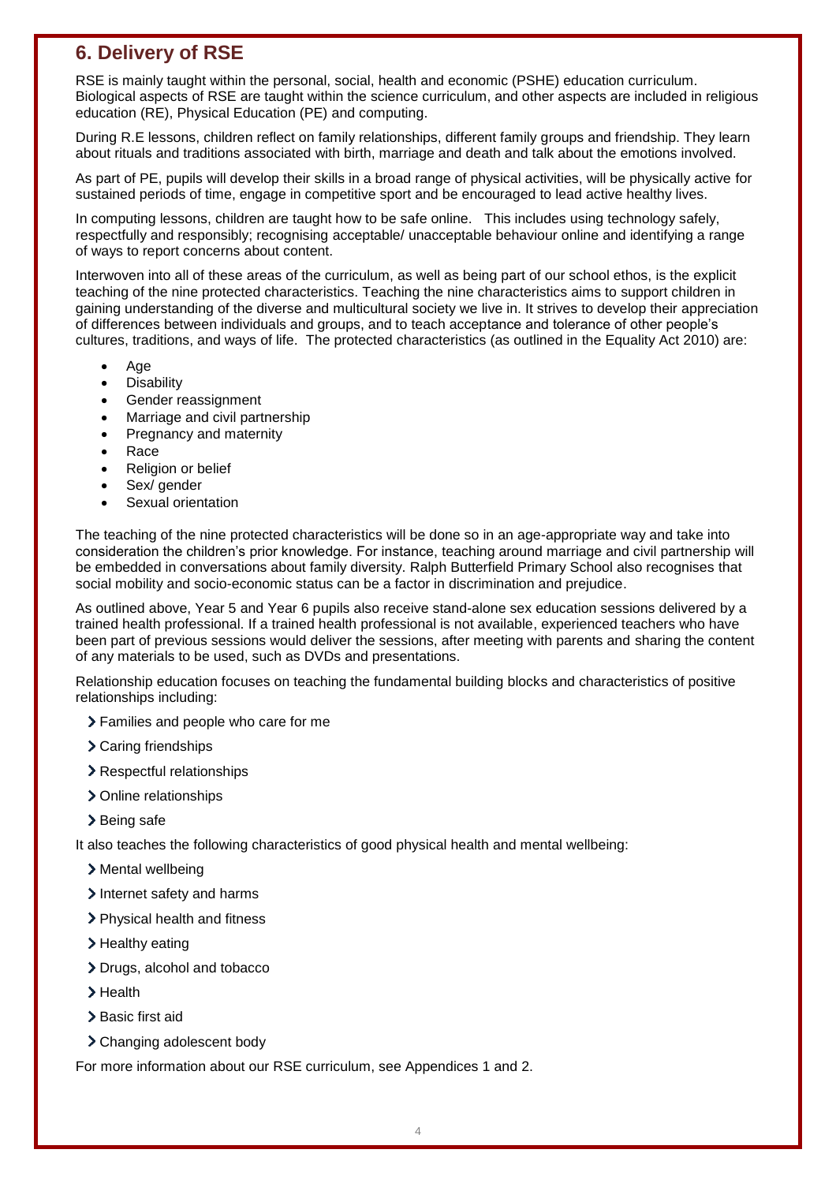## 6. Delivery of RSE

RSE is mainly taught within the personal, social, health and economic (PSHE) education curriculum. Biological aspects of RSE are taught within the science curriculum, and other aspects are included in religious education (RE), Physical Education (PE) and computing.

During R.E lessons, children reflect on family relationships, different family groups and friendship. They learn about rituals and traditions associated with birth, marriage and death and talk about the emotions involved.

As part of PE, pupils will develop their skills in a broad range of physical activities, will be physically active for sustained periods of time, engage in competitive sport and be encouraged to lead active healthy lives.

In computing lessons, children are taught how to be safe online. This includes using technology safely, respectfully and responsibly; recognising acceptable/ unacceptable behaviour online and identifying a range of ways to report concerns about content.

Interwoven into all of these areas of the curriculum, as well as being part of our school ethos, is the explicit teaching of the nine protected characteristics. Teaching the nine characteristics aims to support children in gaining understanding of the diverse and multicultural society we live in. It strives to develop their appreciation of differences between individuals and groups, and to teach acceptance and tolerance of other people's cultures, traditions, and ways of life. The protected characteristics (as outlined in the Equality Act 2010) are:

- Age
- Disability
- Gender reassignment
- Marriage and civil partnership
- Pregnancy and maternity
- Race
- Religion or belief
- Sex/ gender
- Sexual orientation

The teaching of the nine protected characteristics will be done so in an age-appropriate way and take into consideration the children's prior knowledge. For instance, teaching around marriage and civil partnership will be embedded in conversations about family diversity. Ralph Butterfield Primary School also recognises that social mobility and socio-economic status can be a factor in discrimination and prejudice.

As outlined above, Year 5 and Year 6 pupils also receive stand-alone sex education sessions delivered by a trained health professional. If a trained health professional is not available, experienced teachers who have been part of previous sessions would deliver the sessions, after meeting with parents and sharing the content of any materials to be used, such as DVDs and presentations.

Relationship education focuses on teaching the fundamental building blocks and characteristics of positive relationships including:

- Families and people who care for me
- Caring friendships
- Respectful relationships
- Online relationships
- Being safe

It also teaches the following characteristics of good physical health and mental wellbeing:

- Mental wellbeing
- Internet safety and harms
- Physical health and fitness
- Healthy eating
- Drugs, alcohol and tobacco
- Health
- Basic first aid
- Changing adolescent body

For more information about our RSE curriculum, see Appendices 1 and 2.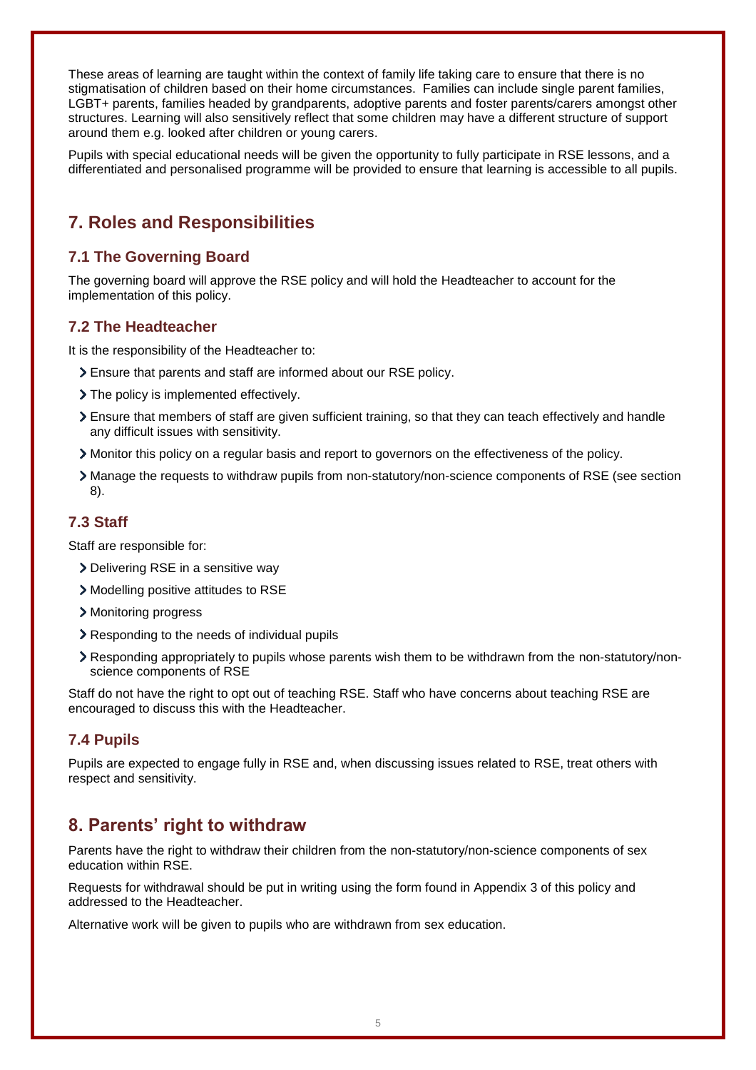These areas of learning are taught within the context of family life taking care to ensure that there is no stigmatisation of children based on their home circumstances. Families can include single parent families, LGBT+ parents, families headed by grandparents, adoptive parents and foster parents/carers amongst other structures. Learning will also sensitively reflect that some children may have a different structure of support around them e.g. looked after children or young carers.

Pupils with special educational needs will be given the opportunity to fully participate in RSE lessons, and a differentiated and personalised programme will be provided to ensure that learning is accessible to all pupils.

## 7. Roles and Responsibilities

### 7.1 The Governing Board

The governing board will approve the RSE policy and will hold the Headteacher to account for the implementation of this policy.

### 7.2 The Headteacher

It is the responsibility of the Headteacher to:

- Ensure that parents and staff are informed about our RSE policy.
- The policy is implemented effectively.
- Ensure that members of staff are given sufficient training, so that they can teach effectively and handle any difficult issues with sensitivity.
- Monitor this policy on a regular basis and report to governors on the effectiveness of the policy.
- Manage the requests to withdraw pupils from non-statutory/non-science components of RSE (see section 8).

### 7.3 Staff

Staff are responsible for:

- Delivering RSE in a sensitive way
- Modelling positive attitudes to RSE
- Monitoring progress
- Responding to the needs of individual pupils
- Responding appropriately to pupils whose parents wish them to be withdrawn from the non-statutory/non-science components of RSE

Staff do not have the right to opt out of teaching RSE. Staff who have concerns about teaching RSE are encouraged to discuss this with the Headteacher.

### 7.4 Pupils

Pupils are expected to engage fully in RSE and, when discussing issues related to RSE, treat others with respect and sensitivity.

## 8. Parents' right to withdraw

Parents have the right to withdraw their children from the non-statutory/non-science components of sex education within RSE.

Requests for withdrawal should be put in writing using the form found in Appendix 3 of this policy and addressed to the Headteacher.

Alternative work will be given to pupils who are withdrawn from sex education.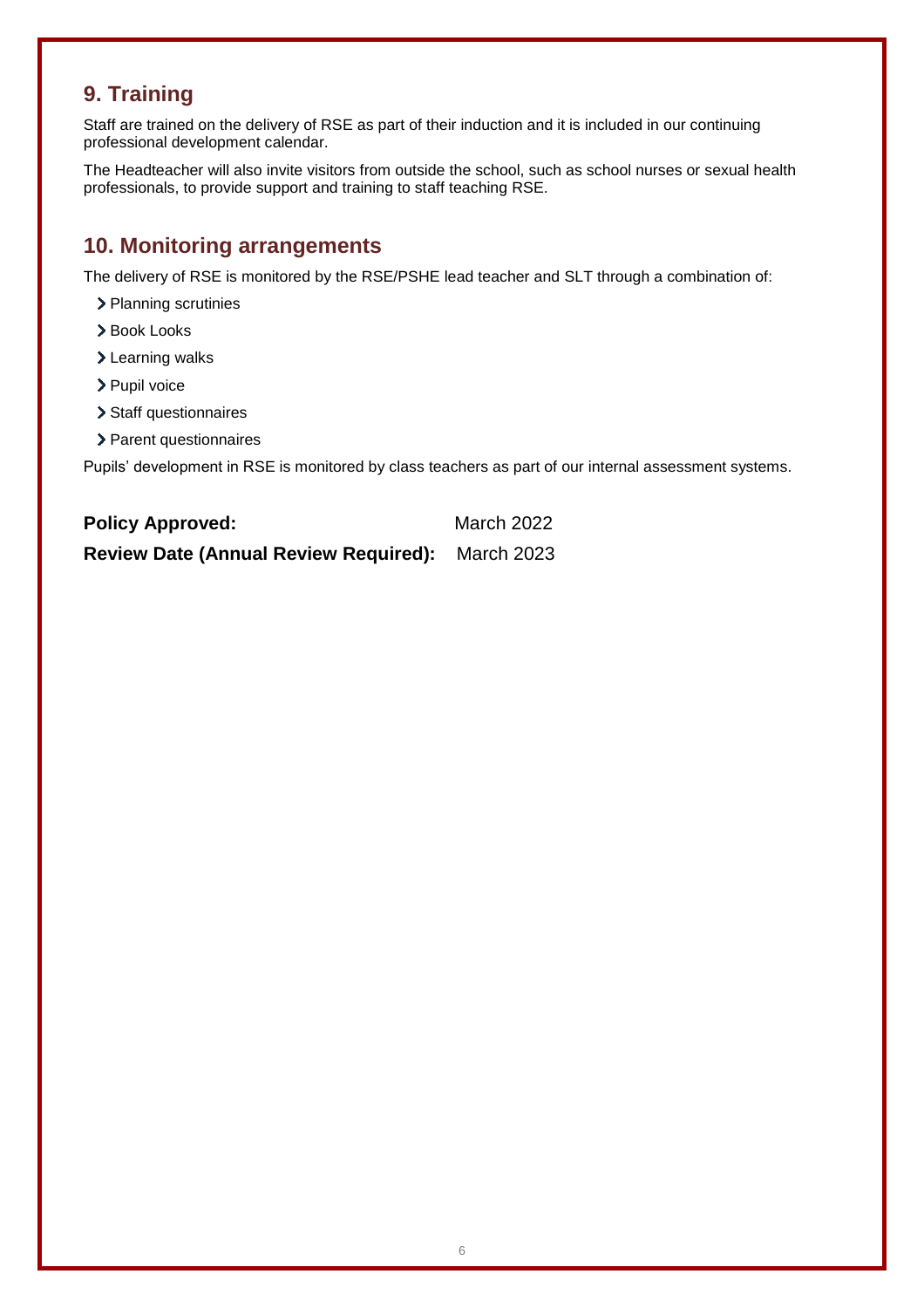## 9. Training

Staff are trained on the delivery of RSE as part of their induction and it is included in our continuing professional development calendar.

The Headteacher will also invite visitors from outside the school, such as school nurses or sexual health professionals, to provide support and training to staff teaching RSE.

## 10. Monitoring arrangements

The delivery of RSE is monitored by the RSE/PSHE lead teacher and SLT through a combination of:

- Planning scrutinies
- Book Looks
- Learning walks
- Pupil voice
- Staff questionnaires
- Parent questionnaires

Pupils' development in RSE is monitored by class teachers as part of our internal assessment systems.

**Policy Approved:** March 2022

**Review Date (Annual Review Required):** March 2023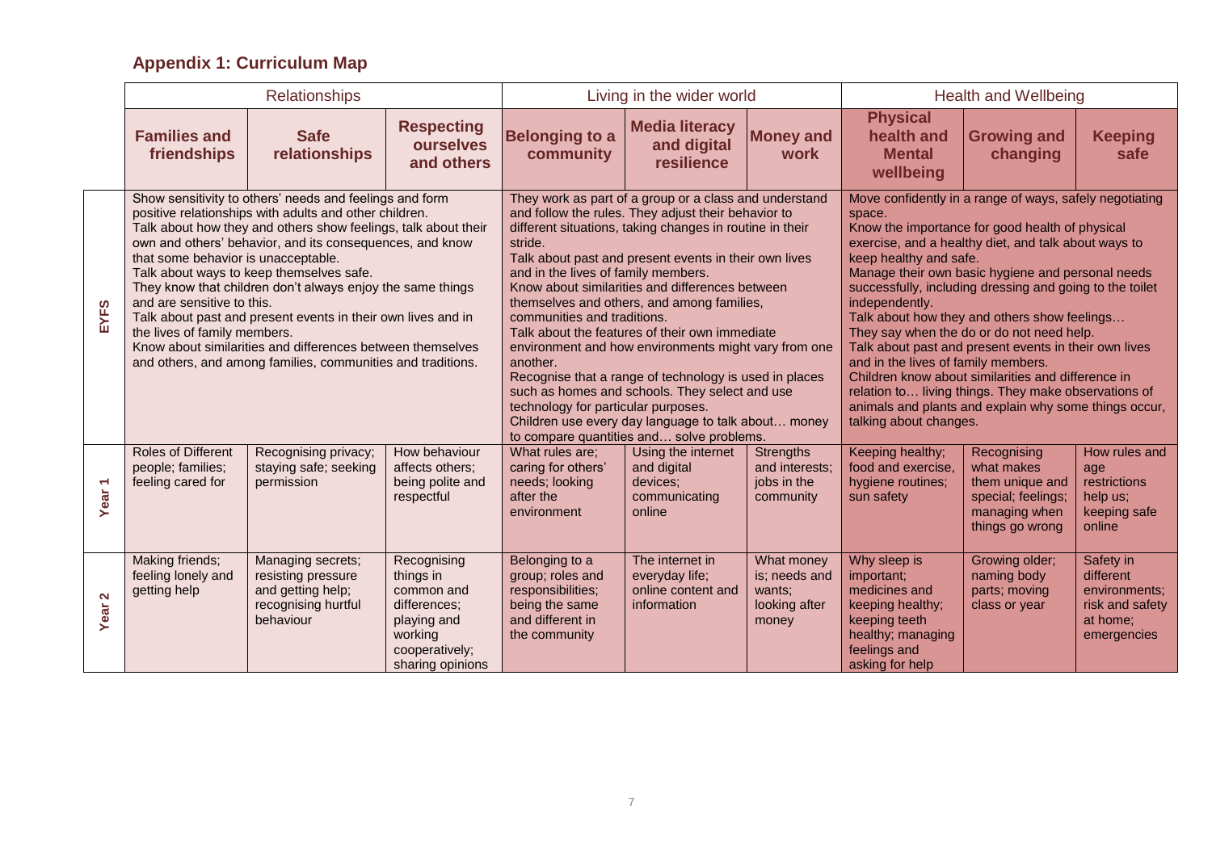## Appendix 1: Curriculum Map

| | Relationships | | | Living in the wider world | | | Health and Wellbeing | | |
|---|---|---|---|---|---|---|---|---|---|
| | **Families and friendships** | **Safe relationships** | **Respecting ourselves and others** | **Belonging to a community** | **Media literacy and digital resilience** | **Money and work** | **Physical health and Mental wellbeing** | **Growing and changing** | **Keeping safe** |
| **EYFS** | Show sensitivity to others' needs and feelings and form positive relationships with adults and other children. Talk about how they and others show feelings, talk about their own and others' behavior, and its consequences, and know that some behavior is unacceptable. Talk about ways to keep themselves safe. They know that children don't always enjoy the same things and are sensitive to this. Talk about past and present events in their own lives and in the lives of family members. Know about similarities and differences between themselves and others, and among families, communities and traditions. | | | They work as part of a group or a class and understand and follow the rules. They adjust their behavior to different situations, taking changes in routine in their stride. Talk about past and present events in their own lives and in the lives of family members. Know about similarities and differences between themselves and others, and among families, communities and traditions. Talk about the features of their own immediate environment and how environments might vary from one another. Recognise that a range of technology is used in places such as homes and schools. They select and use technology for particular purposes. Children use every day language to talk about… money to compare quantities and… solve problems. | | | Move confidently in a range of ways, safely negotiating space. Know the importance for good health of physical exercise, and a healthy diet, and talk about ways to keep healthy and safe. Manage their own basic hygiene and personal needs successfully, including dressing and going to the toilet independently. Talk about how they and others show feelings… They say when the do or do not need help. Talk about past and present events in their own lives and in the lives of family members. Children know about similarities and difference in relation to… living things. They make observations of animals and plants and explain why some things occur, talking about changes. | | |
| **Year 1** | Roles of Different people; families; feeling cared for | Recognising privacy; staying safe; seeking permission | How behaviour affects others; being polite and respectful | What rules are; caring for others' needs; looking after the environment | Using the internet and digital devices; communicating online | Strengths and interests; jobs in the community | Keeping healthy; food and exercise, hygiene routines; sun safety | Recognising what makes them unique and special; feelings; managing when things go wrong | How rules and age restrictions help us; keeping safe online |
| **Year 2** | Making friends; feeling lonely and getting help | Managing secrets; resisting pressure and getting help; recognising hurtful behaviour | Recognising things in common and differences; playing and working cooperatively; sharing opinions | Belonging to a group; roles and responsibilities; being the same and different in the community | The internet in everyday life; online content and information | What money is; needs and wants; looking after money | Why sleep is important; medicines and keeping healthy; keeping teeth healthy; managing feelings and asking for help | Growing older; naming body parts; moving class or year | Safety in different environments; risk and safety at home; emergencies |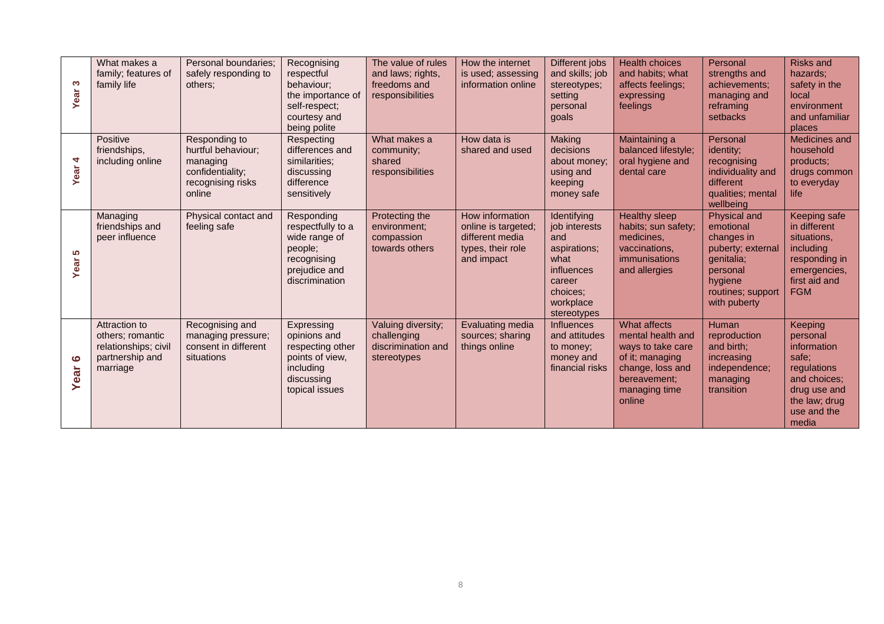| | | | | | | | | | |
|---|---|---|---|---|---|---|---|---|---|
| **Year 3** | What makes a family; features of family life | Personal boundaries; safely responding to others; | Recognising respectful behaviour; the importance of self-respect; courtesy and being polite | The value of rules and laws; rights, freedoms and responsibilities | How the internet is used; assessing information online | Different jobs and skills; job stereotypes; setting personal goals | Health choices and habits; what affects feelings; expressing feelings | Personal strengths and achievements; managing and reframing setbacks | Risks and hazards; safety in the local environment and unfamiliar places |
| **Year 4** | Positive friendships, including online | Responding to hurtful behaviour; managing confidentiality; recognising risks online | Respecting differences and similarities; discussing difference sensitively | What makes a community; shared responsibilities | How data is shared and used | Making decisions about money; using and keeping money safe | Maintaining a balanced lifestyle; oral hygiene and dental care | Personal identity; recognising individuality and different qualities; mental wellbeing | Medicines and household products; drugs common to everyday life |
| **Year 5** | Managing friendships and peer influence | Physical contact and feeling safe | Responding respectfully to a wide range of people; recognising prejudice and discrimination | Protecting the environment; compassion towards others | How information online is targeted; different media types, their role and impact | Identifying job interests and aspirations; what influences career choices; workplace stereotypes | Healthy sleep habits; sun safety; medicines, vaccinations, immunisations and allergies | Physical and emotional changes in puberty; external genitalia; personal hygiene routines; support with puberty | Keeping safe in different situations, including responding in emergencies, first aid and FGM |
| **Year 6** | Attraction to others; romantic relationships; civil partnership and marriage | Recognising and managing pressure; consent in different situations | Expressing opinions and respecting other points of view, including discussing topical issues | Valuing diversity; challenging discrimination and stereotypes | Evaluating media sources; sharing things online | Influences and attitudes to money; money and financial risks | What affects mental health and ways to take care of it; managing change, loss and bereavement; managing time online | Human reproduction and birth; increasing independence; managing transition | Keeping personal information safe; regulations and choices; drug use and the law; drug use and the media |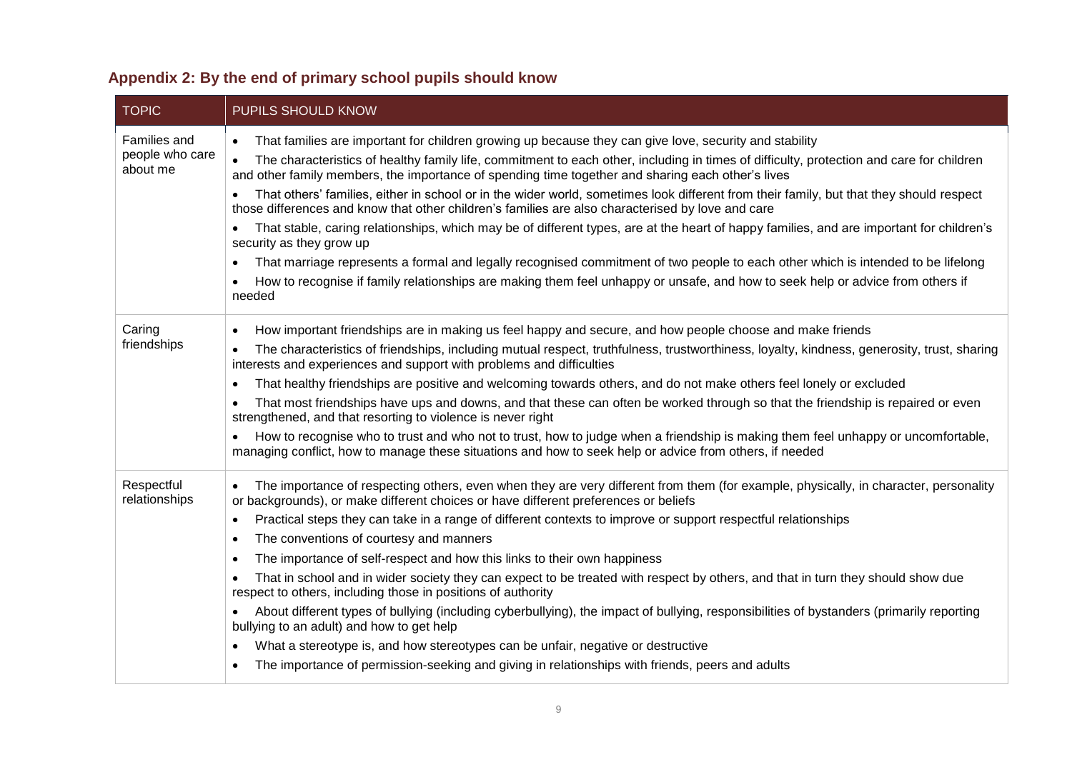## Appendix 2: By the end of primary school pupils should know

| TOPIC | PUPILS SHOULD KNOW |
|---|---|
| Families and people who care about me | • That families are important for children growing up because they can give love, security and stability<br>• The characteristics of healthy family life, commitment to each other, including in times of difficulty, protection and care for children and other family members, the importance of spending time together and sharing each other's lives<br>• That others' families, either in school or in the wider world, sometimes look different from their family, but that they should respect those differences and know that other children's families are also characterised by love and care<br>• That stable, caring relationships, which may be of different types, are at the heart of happy families, and are important for children's security as they grow up<br>• That marriage represents a formal and legally recognised commitment of two people to each other which is intended to be lifelong<br>• How to recognise if family relationships are making them feel unhappy or unsafe, and how to seek help or advice from others if needed |
| Caring friendships | • How important friendships are in making us feel happy and secure, and how people choose and make friends<br>• The characteristics of friendships, including mutual respect, truthfulness, trustworthiness, loyalty, kindness, generosity, trust, sharing interests and experiences and support with problems and difficulties<br>• That healthy friendships are positive and welcoming towards others, and do not make others feel lonely or excluded<br>• That most friendships have ups and downs, and that these can often be worked through so that the friendship is repaired or even strengthened, and that resorting to violence is never right<br>• How to recognise who to trust and who not to trust, how to judge when a friendship is making them feel unhappy or uncomfortable, managing conflict, how to manage these situations and how to seek help or advice from others, if needed |
| Respectful relationships | • The importance of respecting others, even when they are very different from them (for example, physically, in character, personality or backgrounds), or make different choices or have different preferences or beliefs<br>• Practical steps they can take in a range of different contexts to improve or support respectful relationships<br>• The conventions of courtesy and manners<br>• The importance of self-respect and how this links to their own happiness<br>• That in school and in wider society they can expect to be treated with respect by others, and that in turn they should show due respect to others, including those in positions of authority<br>• About different types of bullying (including cyberbullying), the impact of bullying, responsibilities of bystanders (primarily reporting bullying to an adult) and how to get help<br>• What a stereotype is, and how stereotypes can be unfair, negative or destructive<br>• The importance of permission-seeking and giving in relationships with friends, peers and adults |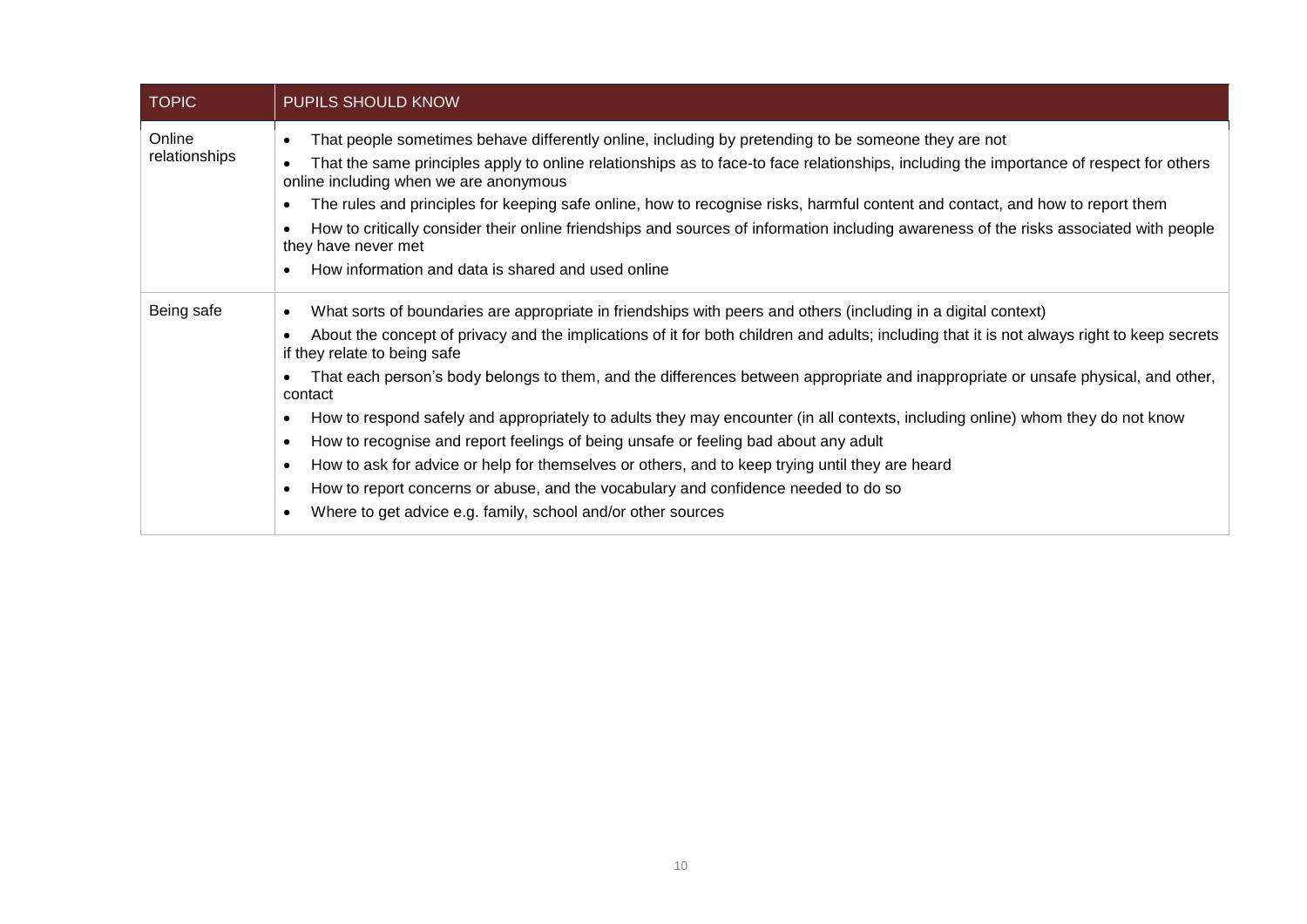| TOPIC | PUPILS SHOULD KNOW |
| --- | --- |
| Online relationships | • That people sometimes behave differently online, including by pretending to be someone they are not<br>• That the same principles apply to online relationships as to face-to face relationships, including the importance of respect for others online including when we are anonymous<br>• The rules and principles for keeping safe online, how to recognise risks, harmful content and contact, and how to report them<br>• How to critically consider their online friendships and sources of information including awareness of the risks associated with people they have never met<br>• How information and data is shared and used online |
| Being safe | • What sorts of boundaries are appropriate in friendships with peers and others (including in a digital context)<br>• About the concept of privacy and the implications of it for both children and adults; including that it is not always right to keep secrets if they relate to being safe<br>• That each person's body belongs to them, and the differences between appropriate and inappropriate or unsafe physical, and other, contact<br>• How to respond safely and appropriately to adults they may encounter (in all contexts, including online) whom they do not know<br>• How to recognise and report feelings of being unsafe or feeling bad about any adult<br>• How to ask for advice or help for themselves or others, and to keep trying until they are heard<br>• How to report concerns or abuse, and the vocabulary and confidence needed to do so<br>• Where to get advice e.g. family, school and/or other sources |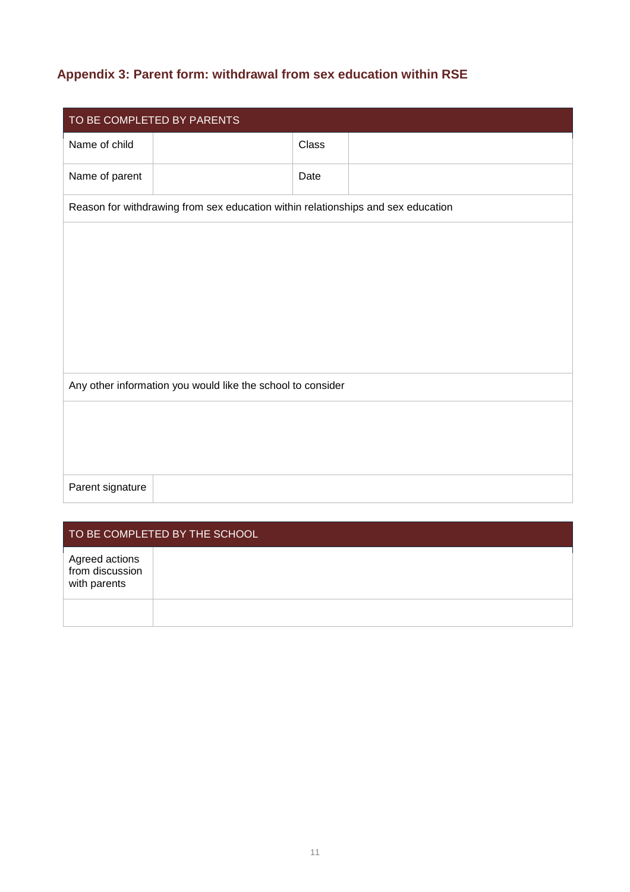## Appendix 3: Parent form: withdrawal from sex education within RSE

| TO BE COMPLETED BY PARENTS | | | |
|---|---|---|---|
| Name of child | | Class | |
| Name of parent | | Date | |
| Reason for withdrawing from sex education within relationships and sex education | | | |
| | | | |
| Any other information you would like the school to consider | | | |
| | | | |
| Parent signature | | | |

| TO BE COMPLETED BY THE SCHOOL | |
|---|---|
| Agreed actions from discussion with parents | |
| | |